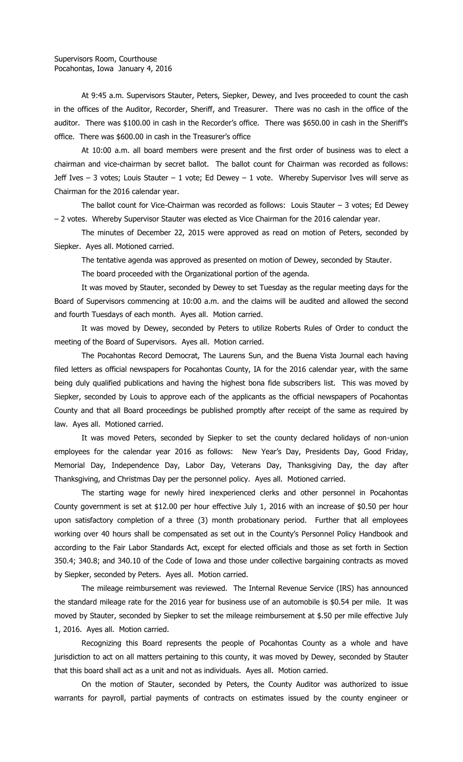Supervisors Room, Courthouse
Pocahontas, Iowa January 4, 2016

At 9:45 a.m. Supervisors Stauter, Peters, Siepker, Dewey, and Ives proceeded to count the cash in the offices of the Auditor, Recorder, Sheriff, and Treasurer. There was no cash in the office of the auditor. There was $100.00 in cash in the Recorder's office. There was $650.00 in cash in the Sheriff's office. There was $600.00 in cash in the Treasurer's office

At 10:00 a.m. all board members were present and the first order of business was to elect a chairman and vice-chairman by secret ballot. The ballot count for Chairman was recorded as follows: Jeff Ives – 3 votes; Louis Stauter – 1 vote; Ed Dewey – 1 vote. Whereby Supervisor Ives will serve as Chairman for the 2016 calendar year.

The ballot count for Vice-Chairman was recorded as follows: Louis Stauter – 3 votes; Ed Dewey – 2 votes. Whereby Supervisor Stauter was elected as Vice Chairman for the 2016 calendar year.

The minutes of December 22, 2015 were approved as read on motion of Peters, seconded by Siepker. Ayes all. Motioned carried.

The tentative agenda was approved as presented on motion of Dewey, seconded by Stauter.

The board proceeded with the Organizational portion of the agenda.

It was moved by Stauter, seconded by Dewey to set Tuesday as the regular meeting days for the Board of Supervisors commencing at 10:00 a.m. and the claims will be audited and allowed the second and fourth Tuesdays of each month. Ayes all. Motion carried.

It was moved by Dewey, seconded by Peters to utilize Roberts Rules of Order to conduct the meeting of the Board of Supervisors. Ayes all. Motion carried.

The Pocahontas Record Democrat, The Laurens Sun, and the Buena Vista Journal each having filed letters as official newspapers for Pocahontas County, IA for the 2016 calendar year, with the same being duly qualified publications and having the highest bona fide subscribers list. This was moved by Siepker, seconded by Louis to approve each of the applicants as the official newspapers of Pocahontas County and that all Board proceedings be published promptly after receipt of the same as required by law. Ayes all. Motioned carried.

It was moved Peters, seconded by Siepker to set the county declared holidays of non-union employees for the calendar year 2016 as follows: New Year's Day, Presidents Day, Good Friday, Memorial Day, Independence Day, Labor Day, Veterans Day, Thanksgiving Day, the day after Thanksgiving, and Christmas Day per the personnel policy. Ayes all. Motioned carried.

The starting wage for newly hired inexperienced clerks and other personnel in Pocahontas County government is set at $12.00 per hour effective July 1, 2016 with an increase of $0.50 per hour upon satisfactory completion of a three (3) month probationary period. Further that all employees working over 40 hours shall be compensated as set out in the County's Personnel Policy Handbook and according to the Fair Labor Standards Act, except for elected officials and those as set forth in Section 350.4; 340.8; and 340.10 of the Code of Iowa and those under collective bargaining contracts as moved by Siepker, seconded by Peters. Ayes all. Motion carried.

The mileage reimbursement was reviewed. The Internal Revenue Service (IRS) has announced the standard mileage rate for the 2016 year for business use of an automobile is $0.54 per mile. It was moved by Stauter, seconded by Siepker to set the mileage reimbursement at $.50 per mile effective July 1, 2016. Ayes all. Motion carried.

Recognizing this Board represents the people of Pocahontas County as a whole and have jurisdiction to act on all matters pertaining to this county, it was moved by Dewey, seconded by Stauter that this board shall act as a unit and not as individuals. Ayes all. Motion carried.

On the motion of Stauter, seconded by Peters, the County Auditor was authorized to issue warrants for payroll, partial payments of contracts on estimates issued by the county engineer or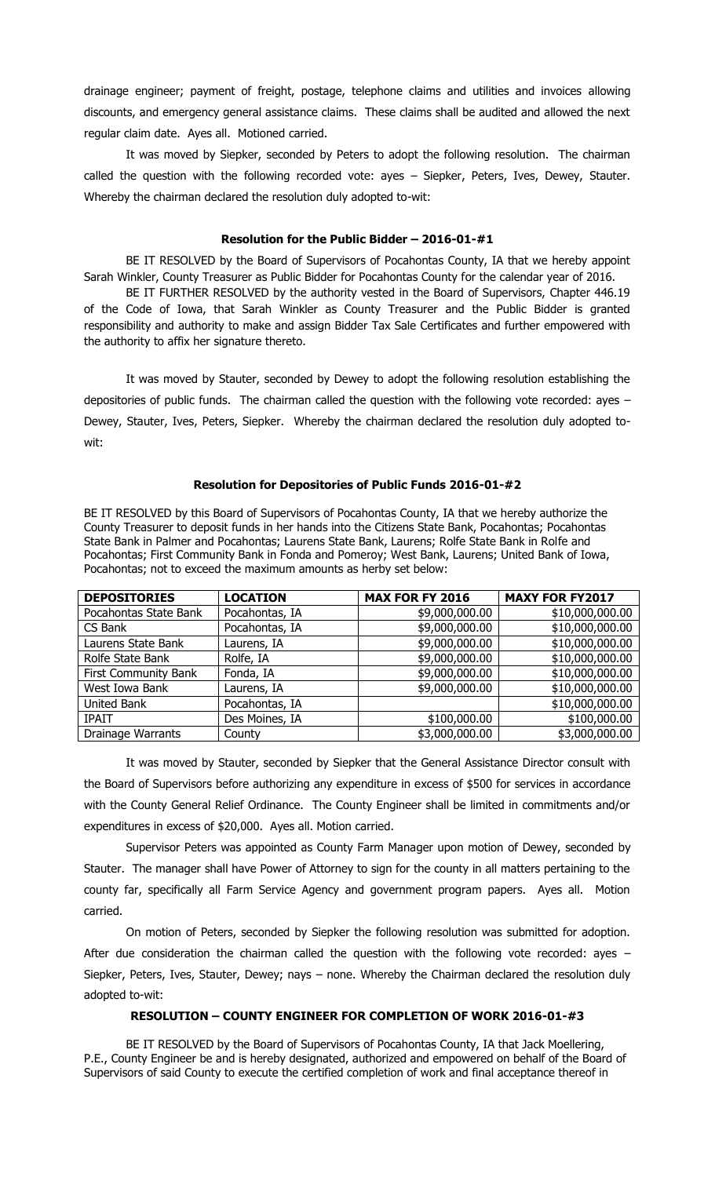drainage engineer; payment of freight, postage, telephone claims and utilities and invoices allowing discounts, and emergency general assistance claims. These claims shall be audited and allowed the next regular claim date. Ayes all. Motioned carried.

It was moved by Siepker, seconded by Peters to adopt the following resolution. The chairman called the question with the following recorded vote: ayes – Siepker, Peters, Ives, Dewey, Stauter. Whereby the chairman declared the resolution duly adopted to-wit:

**Resolution for the Public Bidder – 2016-01-#1**

BE IT RESOLVED by the Board of Supervisors of Pocahontas County, IA that we hereby appoint Sarah Winkler, County Treasurer as Public Bidder for Pocahontas County for the calendar year of 2016.

BE IT FURTHER RESOLVED by the authority vested in the Board of Supervisors, Chapter 446.19 of the Code of Iowa, that Sarah Winkler as County Treasurer and the Public Bidder is granted responsibility and authority to make and assign Bidder Tax Sale Certificates and further empowered with the authority to affix her signature thereto.

It was moved by Stauter, seconded by Dewey to adopt the following resolution establishing the depositories of public funds. The chairman called the question with the following vote recorded: ayes – Dewey, Stauter, Ives, Peters, Siepker. Whereby the chairman declared the resolution duly adopted to-wit:

**Resolution for Depositories of Public Funds 2016-01-#2**

BE IT RESOLVED by this Board of Supervisors of Pocahontas County, IA that we hereby authorize the County Treasurer to deposit funds in her hands into the Citizens State Bank, Pocahontas; Pocahontas State Bank in Palmer and Pocahontas; Laurens State Bank, Laurens; Rolfe State Bank in Rolfe and Pocahontas; First Community Bank in Fonda and Pomeroy; West Bank, Laurens; United Bank of Iowa, Pocahontas; not to exceed the maximum amounts as herby set below:

| DEPOSITORIES | LOCATION | MAX FOR FY 2016 | MAXY FOR FY2017 |
|---|---|---|---|
| Pocahontas State Bank | Pocahontas, IA | $9,000,000.00 | $10,000,000.00 |
| CS Bank | Pocahontas, IA | $9,000,000.00 | $10,000,000.00 |
| Laurens State Bank | Laurens, IA | $9,000,000.00 | $10,000,000.00 |
| Rolfe State Bank | Rolfe, IA | $9,000,000.00 | $10,000,000.00 |
| First Community Bank | Fonda, IA | $9,000,000.00 | $10,000,000.00 |
| West Iowa Bank | Laurens, IA | $9,000,000.00 | $10,000,000.00 |
| United Bank | Pocahontas, IA | | $10,000,000.00 |
| IPAIT | Des Moines, IA | $100,000.00 | $100,000.00 |
| Drainage Warrants | County | $3,000,000.00 | $3,000,000.00 |

It was moved by Stauter, seconded by Siepker that the General Assistance Director consult with the Board of Supervisors before authorizing any expenditure in excess of $500 for services in accordance with the County General Relief Ordinance. The County Engineer shall be limited in commitments and/or expenditures in excess of $20,000. Ayes all. Motion carried.

Supervisor Peters was appointed as County Farm Manager upon motion of Dewey, seconded by Stauter. The manager shall have Power of Attorney to sign for the county in all matters pertaining to the county far, specifically all Farm Service Agency and government program papers. Ayes all. Motion carried.

On motion of Peters, seconded by Siepker the following resolution was submitted for adoption. After due consideration the chairman called the question with the following vote recorded: ayes – Siepker, Peters, Ives, Stauter, Dewey; nays – none. Whereby the Chairman declared the resolution duly adopted to-wit:

**RESOLUTION – COUNTY ENGINEER FOR COMPLETION OF WORK 2016-01-#3**

BE IT RESOLVED by the Board of Supervisors of Pocahontas County, IA that Jack Moellering, P.E., County Engineer be and is hereby designated, authorized and empowered on behalf of the Board of Supervisors of said County to execute the certified completion of work and final acceptance thereof in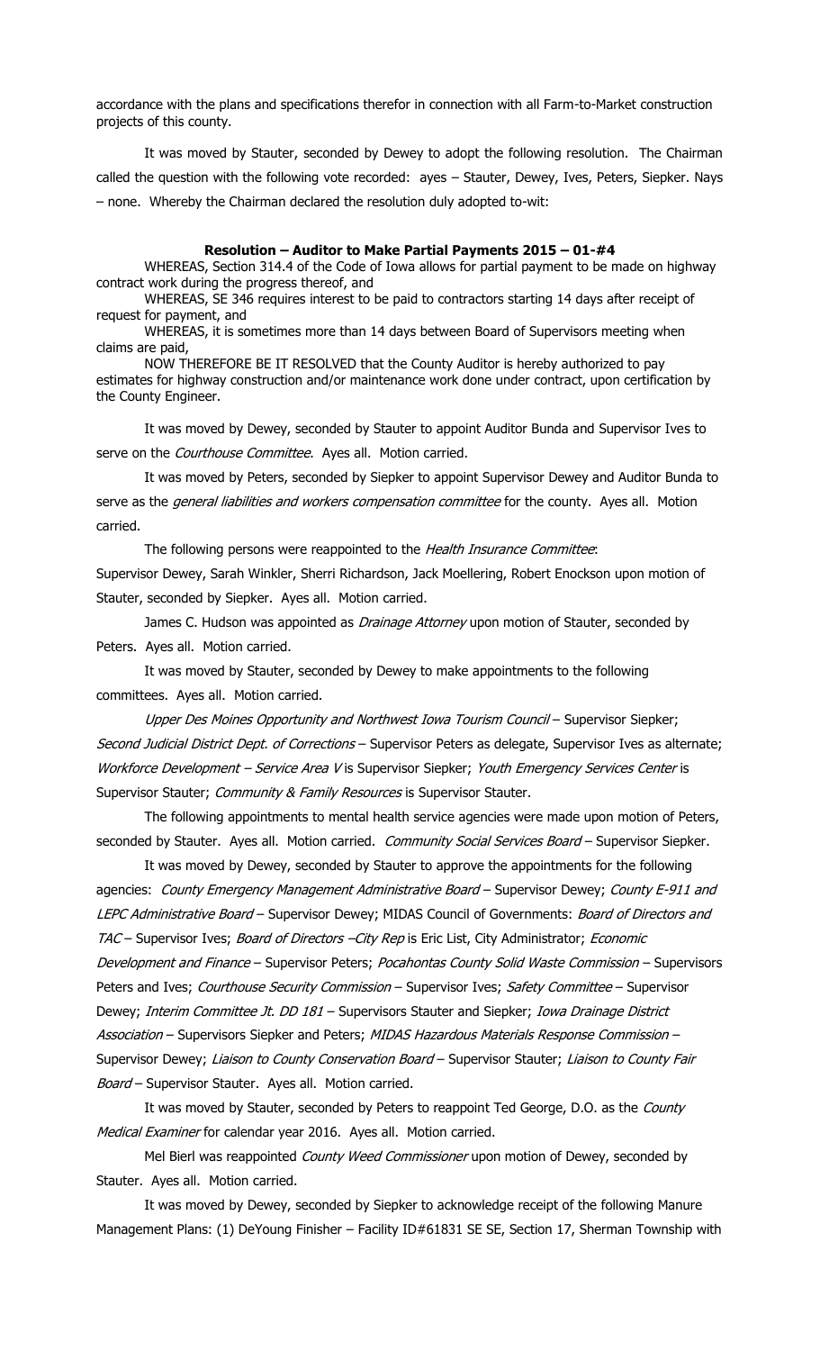accordance with the plans and specifications therefor in connection with all Farm-to-Market construction projects of this county.

It was moved by Stauter, seconded by Dewey to adopt the following resolution. The Chairman called the question with the following vote recorded: ayes – Stauter, Dewey, Ives, Peters, Siepker. Nays – none. Whereby the Chairman declared the resolution duly adopted to-wit:

**Resolution – Auditor to Make Partial Payments 2015 – 01-#4**

WHEREAS, Section 314.4 of the Code of Iowa allows for partial payment to be made on highway contract work during the progress thereof, and

WHEREAS, SE 346 requires interest to be paid to contractors starting 14 days after receipt of request for payment, and

WHEREAS, it is sometimes more than 14 days between Board of Supervisors meeting when claims are paid,

NOW THEREFORE BE IT RESOLVED that the County Auditor is hereby authorized to pay estimates for highway construction and/or maintenance work done under contract, upon certification by the County Engineer.

It was moved by Dewey, seconded by Stauter to appoint Auditor Bunda and Supervisor Ives to serve on the *Courthouse Committee*. Ayes all. Motion carried.

It was moved by Peters, seconded by Siepker to appoint Supervisor Dewey and Auditor Bunda to serve as the *general liabilities and workers compensation committee* for the county. Ayes all. Motion carried.

The following persons were reappointed to the *Health Insurance Committee*:
Supervisor Dewey, Sarah Winkler, Sherri Richardson, Jack Moellering, Robert Enockson upon motion of Stauter, seconded by Siepker. Ayes all. Motion carried.

James C. Hudson was appointed as *Drainage Attorney* upon motion of Stauter, seconded by Peters. Ayes all. Motion carried.

It was moved by Stauter, seconded by Dewey to make appointments to the following committees. Ayes all. Motion carried.

*Upper Des Moines Opportunity and Northwest Iowa Tourism Council* – Supervisor Siepker; *Second Judicial District Dept. of Corrections* – Supervisor Peters as delegate, Supervisor Ives as alternate; *Workforce Development – Service Area V* is Supervisor Siepker; *Youth Emergency Services Center* is Supervisor Stauter; *Community & Family Resources* is Supervisor Stauter.

The following appointments to mental health service agencies were made upon motion of Peters, seconded by Stauter. Ayes all. Motion carried. *Community Social Services Board* – Supervisor Siepker.

It was moved by Dewey, seconded by Stauter to approve the appointments for the following agencies: *County Emergency Management Administrative Board* – Supervisor Dewey; *County E-911 and LEPC Administrative Board* – Supervisor Dewey; MIDAS Council of Governments: *Board of Directors and TAC* – Supervisor Ives; *Board of Directors –City Rep* is Eric List, City Administrator; *Economic Development and Finance* – Supervisor Peters; *Pocahontas County Solid Waste Commission* – Supervisors Peters and Ives; *Courthouse Security Commission* – Supervisor Ives; *Safety Committee* – Supervisor Dewey; *Interim Committee Jt. DD 181* – Supervisors Stauter and Siepker; *Iowa Drainage District Association* – Supervisors Siepker and Peters; *MIDAS Hazardous Materials Response Commission* – Supervisor Dewey; *Liaison to County Conservation Board* – Supervisor Stauter; *Liaison to County Fair Board* – Supervisor Stauter. Ayes all. Motion carried.

It was moved by Stauter, seconded by Peters to reappoint Ted George, D.O. as the *County Medical Examiner* for calendar year 2016. Ayes all. Motion carried.

Mel Bierl was reappointed *County Weed Commissioner* upon motion of Dewey, seconded by Stauter. Ayes all. Motion carried.

It was moved by Dewey, seconded by Siepker to acknowledge receipt of the following Manure Management Plans: (1) DeYoung Finisher – Facility ID#61831 SE SE, Section 17, Sherman Township with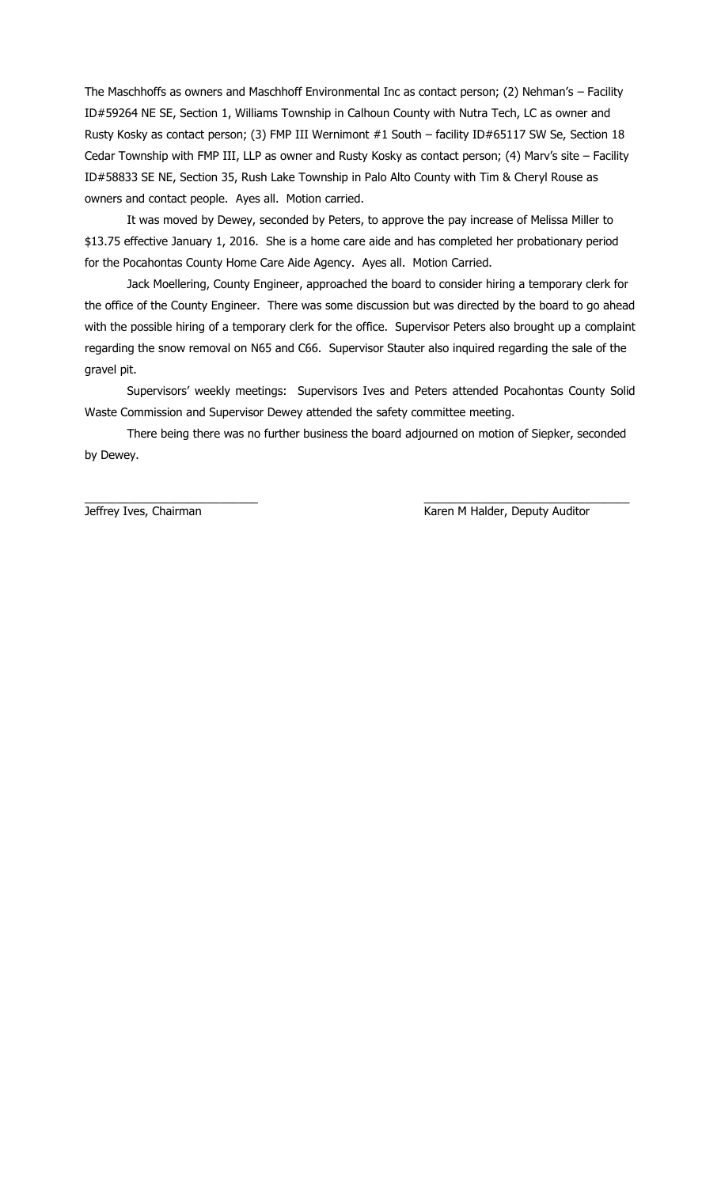The Maschhoffs as owners and Maschhoff Environmental Inc as contact person; (2) Nehman's – Facility ID#59264 NE SE, Section 1, Williams Township in Calhoun County with Nutra Tech, LC as owner and Rusty Kosky as contact person; (3) FMP III Wernimont #1 South – facility ID#65117 SW Se, Section 18 Cedar Township with FMP III, LLP as owner and Rusty Kosky as contact person; (4) Marv's site – Facility ID#58833 SE NE, Section 35, Rush Lake Township in Palo Alto County with Tim & Cheryl Rouse as owners and contact people. Ayes all. Motion carried.

It was moved by Dewey, seconded by Peters, to approve the pay increase of Melissa Miller to $13.75 effective January 1, 2016. She is a home care aide and has completed her probationary period for the Pocahontas County Home Care Aide Agency. Ayes all. Motion Carried.

Jack Moellering, County Engineer, approached the board to consider hiring a temporary clerk for the office of the County Engineer. There was some discussion but was directed by the board to go ahead with the possible hiring of a temporary clerk for the office. Supervisor Peters also brought up a complaint regarding the snow removal on N65 and C66. Supervisor Stauter also inquired regarding the sale of the gravel pit.

Supervisors' weekly meetings: Supervisors Ives and Peters attended Pocahontas County Solid Waste Commission and Supervisor Dewey attended the safety committee meeting.

There being there was no further business the board adjourned on motion of Siepker, seconded by Dewey.

\_\_\_\_\_\_\_\_\_\_\_\_\_\_\_\_\_\_\_\_\_\_\_\_\_\_\_ \_\_\_\_\_\_\_\_\_\_\_\_\_\_\_\_\_\_\_\_\_\_\_\_\_\_\_\_\_\_\_\_

Jeffrey Ives, Chairman Karen M Halder, Deputy Auditor